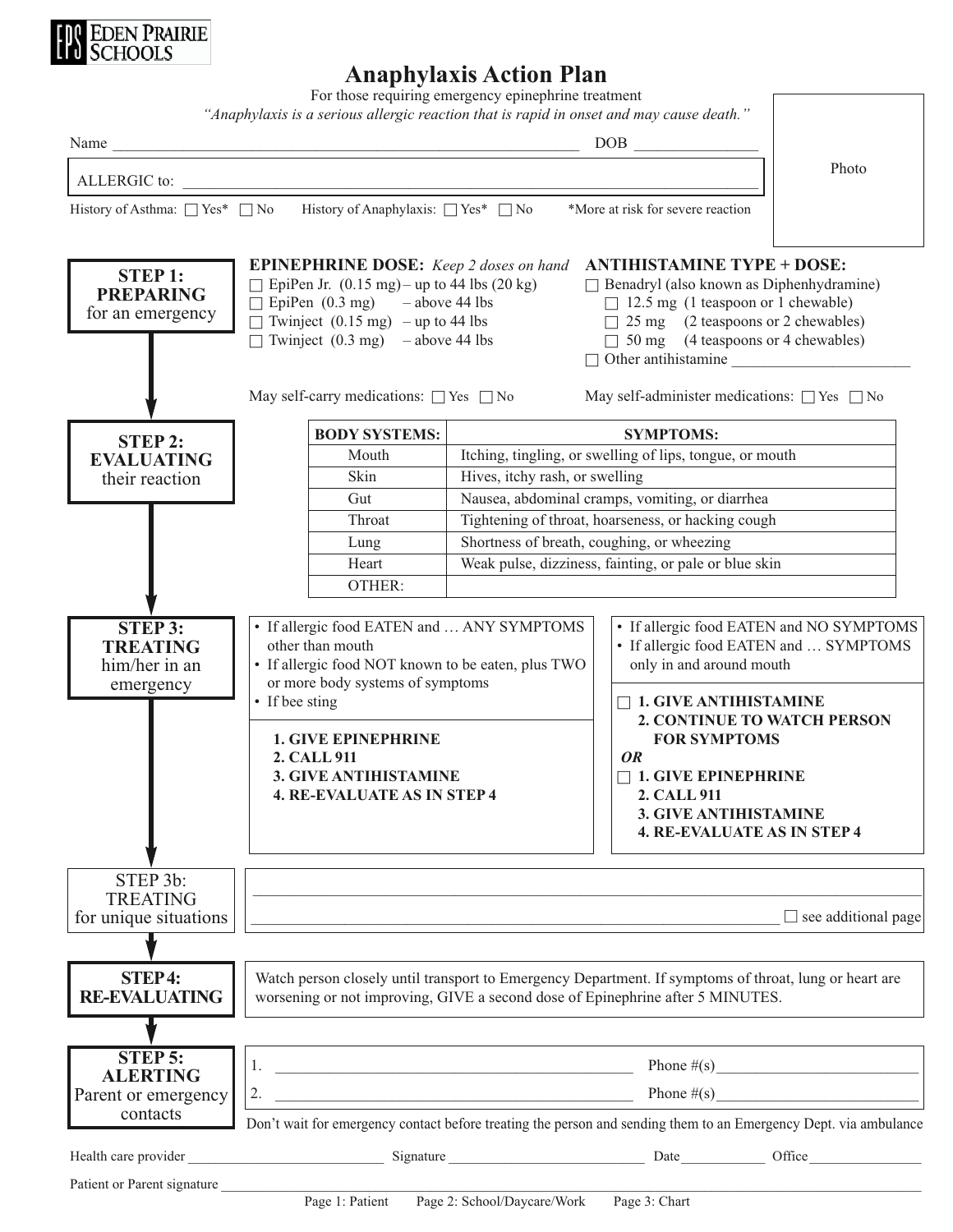EPS EDEN PRAIRIE SCHOOLS

# Anaphylaxis Action Plan

For those requiring emergency epinephrine treatment

*"Anaphylaxis is a serious allergic reaction that is rapid in onset and may cause death."*

Photo

Name ______________________________ DOB ______________

ALLERGIC to: ______________________________

History of Asthma: ☐ Yes* ☐ No History of Anaphylaxis: ☐ Yes* ☐ No *More at risk for severe reaction

## STEP 1: PREPARING for an emergency

**EPINEPHRINE DOSE:** *Keep 2 doses on hand*

- ☐ EpiPen Jr. (0.15 mg) – up to 44 lbs (20 kg)
- ☐ EpiPen (0.3 mg) – above 44 lbs
- ☐ Twinject (0.15 mg) – up to 44 lbs
- ☐ Twinject (0.3 mg) – above 44 lbs

**ANTIHISTAMINE TYPE + DOSE:**

- ☐ Benadryl (also known as Diphenhydramine)
  - ☐ 12.5 mg (1 teaspoon or 1 chewable)
  - ☐ 25 mg (2 teaspoons or 2 chewables)
  - ☐ 50 mg (4 teaspoons or 4 chewables)
- ☐ Other antihistamine ______________

May self-carry medications: ☐ Yes ☐ No

May self-administer medications: ☐ Yes ☐ No

## STEP 2: EVALUATING their reaction

| BODY SYSTEMS: | SYMPTOMS: |
|---|---|
| Mouth | Itching, tingling, or swelling of lips, tongue, or mouth |
| Skin | Hives, itchy rash, or swelling |
| Gut | Nausea, abdominal cramps, vomiting, or diarrhea |
| Throat | Tightening of throat, hoarseness, or hacking cough |
| Lung | Shortness of breath, coughing, or wheezing |
| Heart | Weak pulse, dizziness, fainting, or pale or blue skin |
| OTHER: | |

## STEP 3: TREATING him/her in an emergency

- If allergic food EATEN and … ANY SYMPTOMS other than mouth
- If allergic food NOT known to be eaten, plus TWO or more body systems of symptoms
- If bee sting

**1. GIVE EPINEPHRINE**
**2. CALL 911**
**3. GIVE ANTIHISTAMINE**
**4. RE-EVALUATE AS IN STEP 4**

- If allergic food EATEN and NO SYMPTOMS
- If allergic food EATEN and … SYMPTOMS only in and around mouth

☐ **1. GIVE ANTIHISTAMINE**
**2. CONTINUE TO WATCH PERSON FOR SYMPTOMS**

***OR***

☐ **1. GIVE EPINEPHRINE**
**2. CALL 911**
**3. GIVE ANTIHISTAMINE**
**4. RE-EVALUATE AS IN STEP 4**

## STEP 3b: TREATING for unique situations

______________________________

______________________________ ☐ see additional page

## STEP 4: RE-EVALUATING

Watch person closely until transport to Emergency Department. If symptoms of throat, lung or heart are worsening or not improving, GIVE a second dose of Epinephrine after 5 MINUTES.

## STEP 5: ALERTING Parent or emergency contacts

1. ______________________________ Phone #(s) ______________
2. ______________________________ Phone #(s) ______________

Don't wait for emergency contact before treating the person and sending them to an Emergency Dept. via ambulance

Health care provider ______________ Signature ______________ Date ________ Office ________

Patient or Parent signature ______________________________

Page 1: Patient Page 2: School/Daycare/Work Page 3: Chart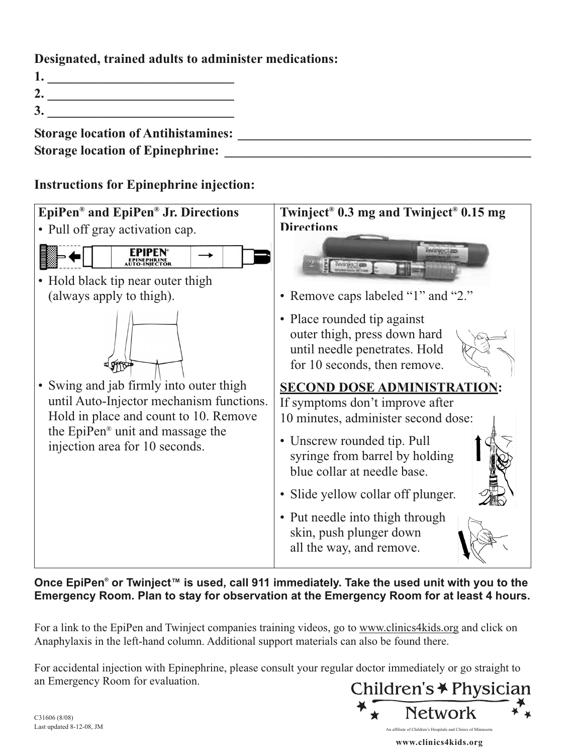**Designated, trained adults to administer medications:**

1. ______________________________
2. ______________________________
3. ______________________________

**Storage location of Antihistamines:** ________________________________________________

**Storage location of Epinephrine:** __________________________________________________

**Instructions for Epinephrine injection:**

**EpiPen® and EpiPen® Jr. Directions**

- Pull off gray activation cap.
- Hold black tip near outer thigh (always apply to thigh).
- Swing and jab firmly into outer thigh until Auto-Injector mechanism functions. Hold in place and count to 10. Remove the EpiPen® unit and massage the injection area for 10 seconds.

**Twinject® 0.3 mg and Twinject® 0.15 mg Directions**

- Remove caps labeled "1" and "2."
- Place rounded tip against outer thigh, press down hard until needle penetrates. Hold for 10 seconds, then remove.

**SECOND DOSE ADMINISTRATION:**
If symptoms don't improve after 10 minutes, administer second dose:

- Unscrew rounded tip. Pull syringe from barrel by holding blue collar at needle base.
- Slide yellow collar off plunger.
- Put needle into thigh through skin, push plunger down all the way, and remove.

**Once EpiPen® or Twinject™ is used, call 911 immediately. Take the used unit with you to the Emergency Room. Plan to stay for observation at the Emergency Room for at least 4 hours.**

For a link to the EpiPen and Twinject companies training videos, go to www.clinics4kids.org and click on Anaphylaxis in the left-hand column. Additional support materials can also be found there.

For accidental injection with Epinephrine, please consult your regular doctor immediately or go straight to an Emergency Room for evaluation.

Children's Physician Network

An affiliate of Children's Hospitals and Clinics of Minnesota

www.clinics4kids.org

C31606 (8/08)
Last updated 8-12-08, JM